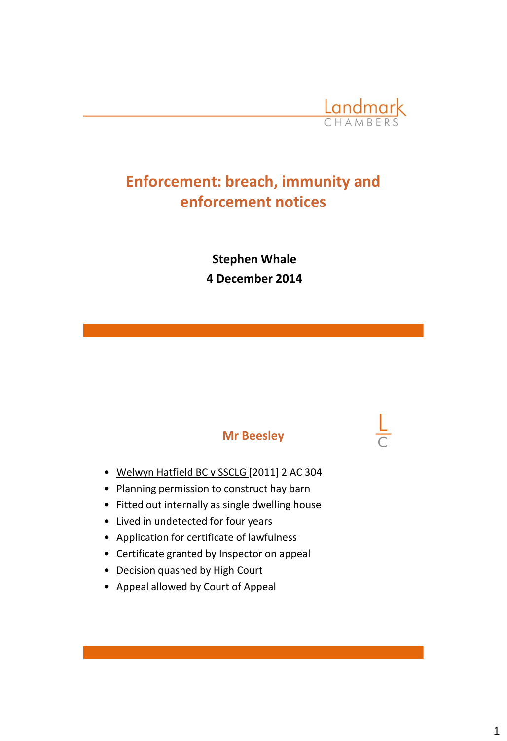# Enforcement: breach, immunity and enforcement notices

**Stephen Whale**

**4 December 2014**

## Mr Beesley

- Welwyn Hatfield BC v SSCLG [2011] 2 AC 304
- Planning permission to construct hay barn
- Fitted out internally as single dwelling house
- Lived in undetected for four years
- Application for certificate of lawfulness
- Certificate granted by Inspector on appeal
- Decision quashed by High Court
- Appeal allowed by Court of Appeal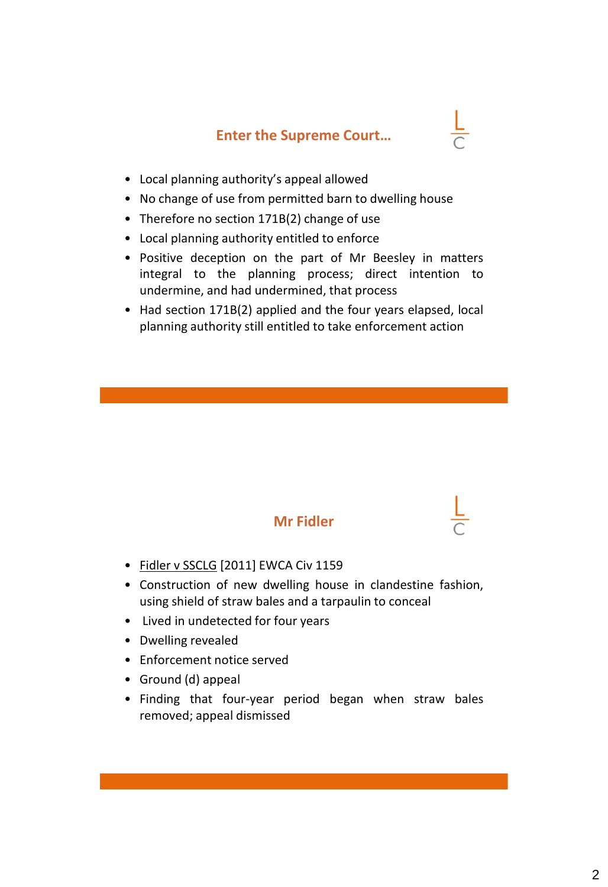## Enter the Supreme Court…

- Local planning authority's appeal allowed
- No change of use from permitted barn to dwelling house
- Therefore no section 171B(2) change of use
- Local planning authority entitled to enforce
- Positive deception on the part of Mr Beesley in matters integral to the planning process; direct intention to undermine, and had undermined, that process
- Had section 171B(2) applied and the four years elapsed, local planning authority still entitled to take enforcement action

## Mr Fidler

- Fidler v SSCLG [2011] EWCA Civ 1159
- Construction of new dwelling house in clandestine fashion, using shield of straw bales and a tarpaulin to conceal
- Lived in undetected for four years
- Dwelling revealed
- Enforcement notice served
- Ground (d) appeal
- Finding that four-year period began when straw bales removed; appeal dismissed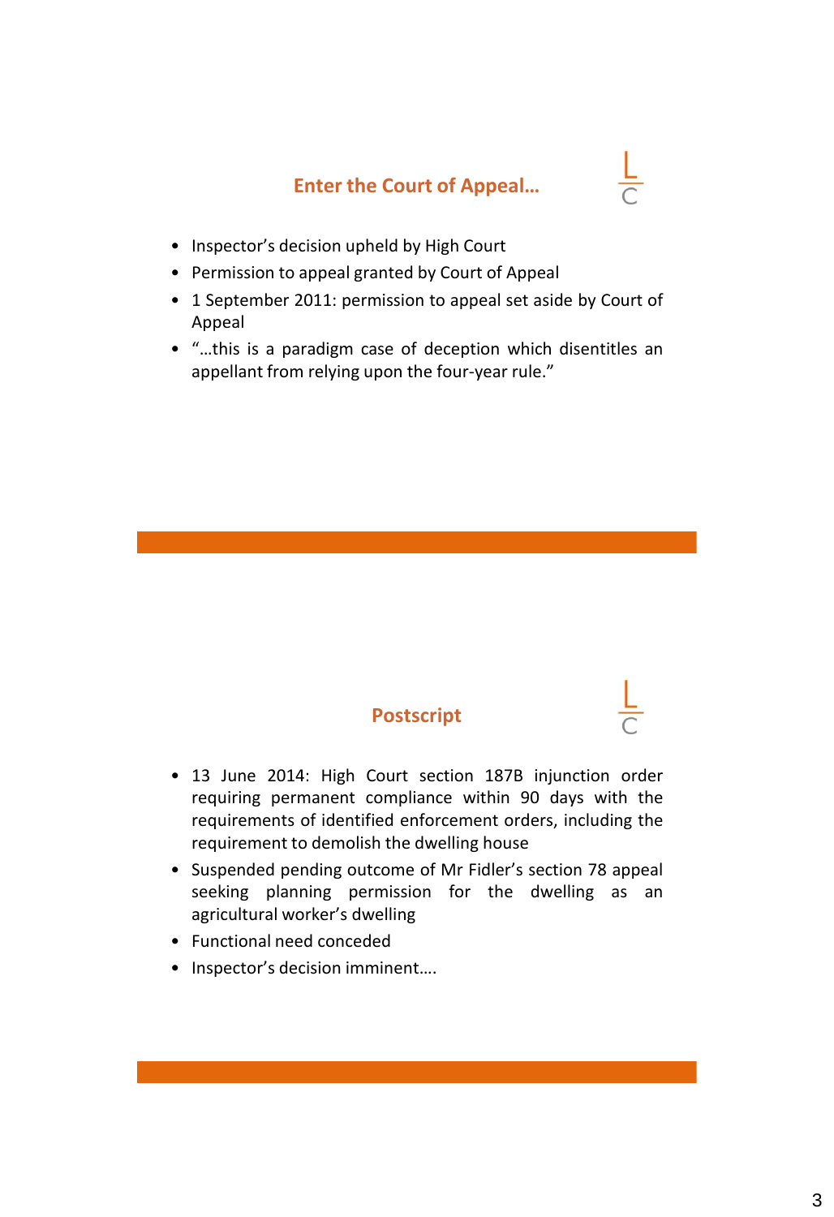## Enter the Court of Appeal…

- Inspector's decision upheld by High Court
- Permission to appeal granted by Court of Appeal
- 1 September 2011: permission to appeal set aside by Court of Appeal
- "…this is a paradigm case of deception which disentitles an appellant from relying upon the four-year rule."

## Postscript

- 13 June 2014: High Court section 187B injunction order requiring permanent compliance within 90 days with the requirements of identified enforcement orders, including the requirement to demolish the dwelling house
- Suspended pending outcome of Mr Fidler's section 78 appeal seeking planning permission for the dwelling as an agricultural worker's dwelling
- Functional need conceded
- Inspector's decision imminent….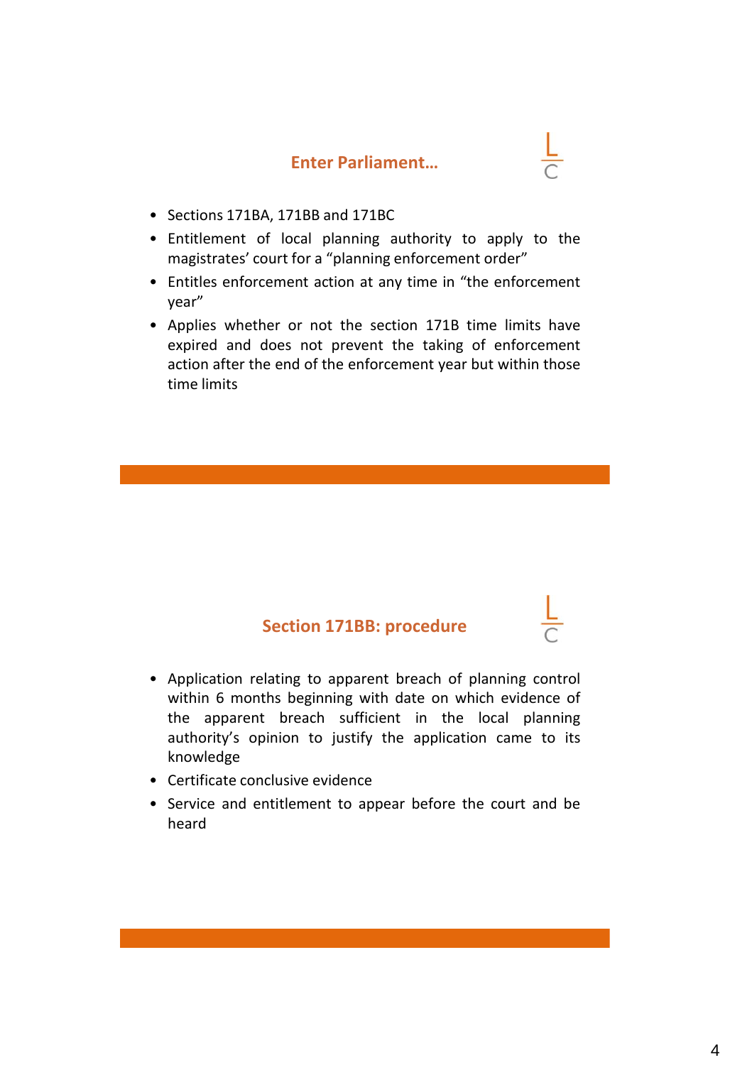## Enter Parliament…

- Sections 171BA, 171BB and 171BC
- Entitlement of local planning authority to apply to the magistrates' court for a "planning enforcement order"
- Entitles enforcement action at any time in "the enforcement year"
- Applies whether or not the section 171B time limits have expired and does not prevent the taking of enforcement action after the end of the enforcement year but within those time limits

## Section 171BB: procedure

- Application relating to apparent breach of planning control within 6 months beginning with date on which evidence of the apparent breach sufficient in the local planning authority's opinion to justify the application came to its knowledge
- Certificate conclusive evidence
- Service and entitlement to appear before the court and be heard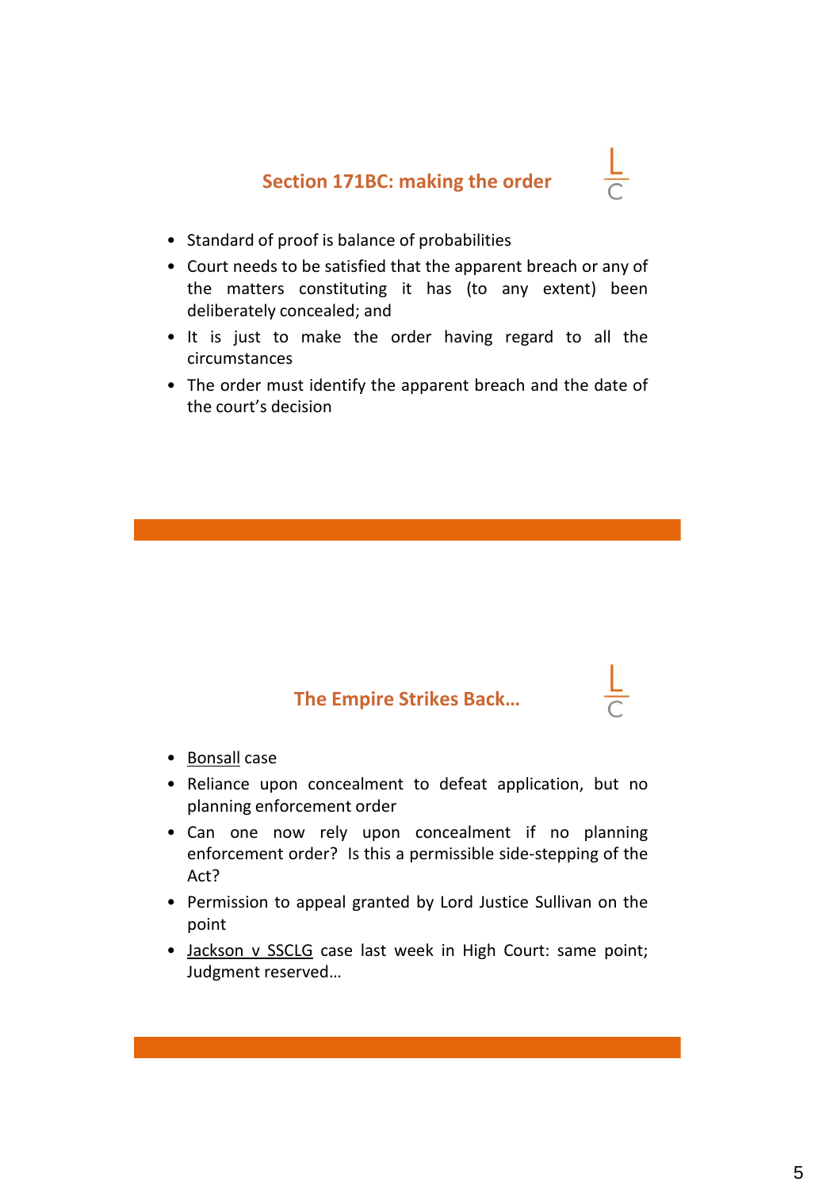## Section 171BC: making the order

- Standard of proof is balance of probabilities
- Court needs to be satisfied that the apparent breach or any of the matters constituting it has (to any extent) been deliberately concealed; and
- It is just to make the order having regard to all the circumstances
- The order must identify the apparent breach and the date of the court's decision

## The Empire Strikes Back…

- Bonsall case
- Reliance upon concealment to defeat application, but no planning enforcement order
- Can one now rely upon concealment if no planning enforcement order? Is this a permissible side-stepping of the Act?
- Permission to appeal granted by Lord Justice Sullivan on the point
- Jackson v SSCLG case last week in High Court: same point; Judgment reserved…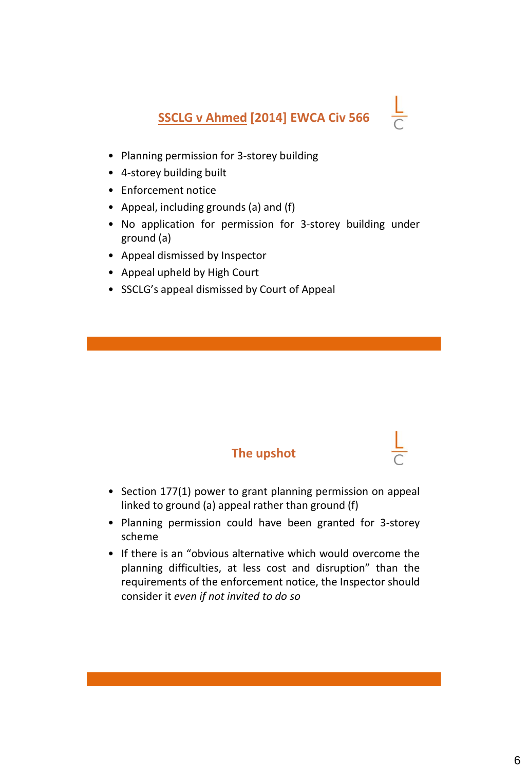## SSCLG v Ahmed [2014] EWCA Civ 566

- Planning permission for 3-storey building
- 4-storey building built
- Enforcement notice
- Appeal, including grounds (a) and (f)
- No application for permission for 3-storey building under ground (a)
- Appeal dismissed by Inspector
- Appeal upheld by High Court
- SSCLG's appeal dismissed by Court of Appeal

## The upshot

- Section 177(1) power to grant planning permission on appeal linked to ground (a) appeal rather than ground (f)
- Planning permission could have been granted for 3-storey scheme
- If there is an "obvious alternative which would overcome the planning difficulties, at less cost and disruption" than the requirements of the enforcement notice, the Inspector should consider it *even if not invited to do so*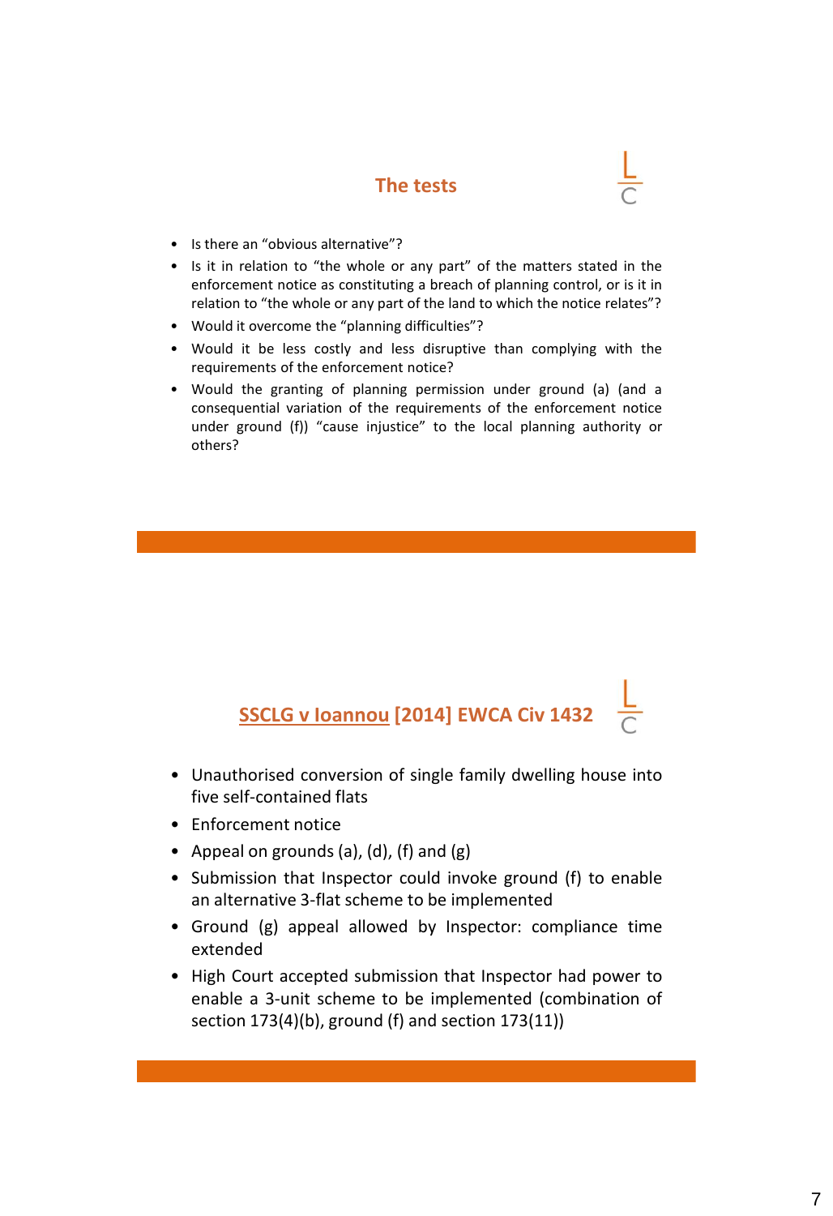## The tests

- Is there an "obvious alternative"?
- Is it in relation to "the whole or any part" of the matters stated in the enforcement notice as constituting a breach of planning control, or is it in relation to "the whole or any part of the land to which the notice relates"?
- Would it overcome the "planning difficulties"?
- Would it be less costly and less disruptive than complying with the requirements of the enforcement notice?
- Would the granting of planning permission under ground (a) (and a consequential variation of the requirements of the enforcement notice under ground (f)) "cause injustice" to the local planning authority or others?

## SSCLG v Ioannou [2014] EWCA Civ 1432

- Unauthorised conversion of single family dwelling house into five self-contained flats
- Enforcement notice
- Appeal on grounds (a), (d), (f) and (g)
- Submission that Inspector could invoke ground (f) to enable an alternative 3-flat scheme to be implemented
- Ground (g) appeal allowed by Inspector: compliance time extended
- High Court accepted submission that Inspector had power to enable a 3-unit scheme to be implemented (combination of section 173(4)(b), ground (f) and section 173(11))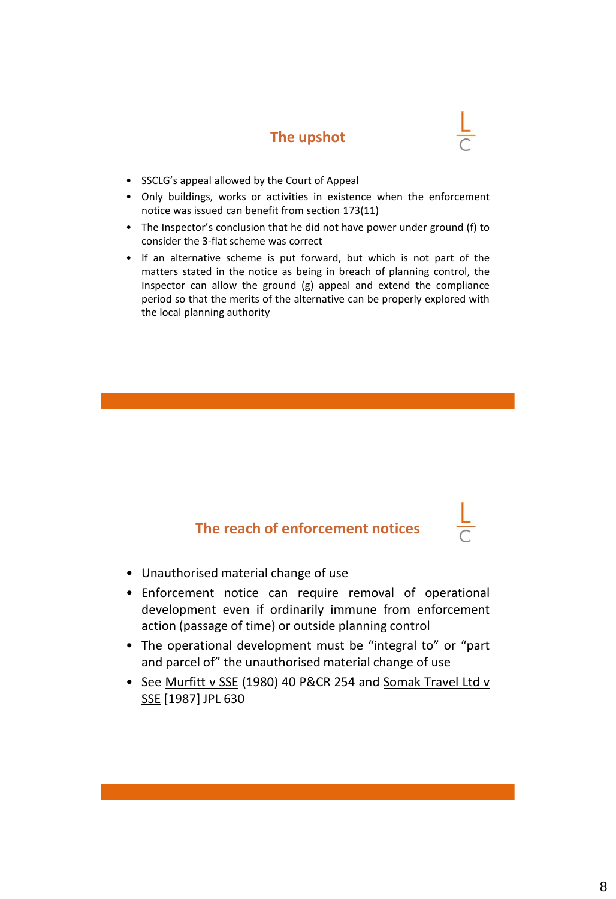## The upshot

- SSCLG's appeal allowed by the Court of Appeal
- Only buildings, works or activities in existence when the enforcement notice was issued can benefit from section 173(11)
- The Inspector's conclusion that he did not have power under ground (f) to consider the 3-flat scheme was correct
- If an alternative scheme is put forward, but which is not part of the matters stated in the notice as being in breach of planning control, the Inspector can allow the ground (g) appeal and extend the compliance period so that the merits of the alternative can be properly explored with the local planning authority

## The reach of enforcement notices

- Unauthorised material change of use
- Enforcement notice can require removal of operational development even if ordinarily immune from enforcement action (passage of time) or outside planning control
- The operational development must be "integral to" or "part and parcel of" the unauthorised material change of use
- See Murfitt v SSE (1980) 40 P&CR 254 and Somak Travel Ltd v SSE [1987] JPL 630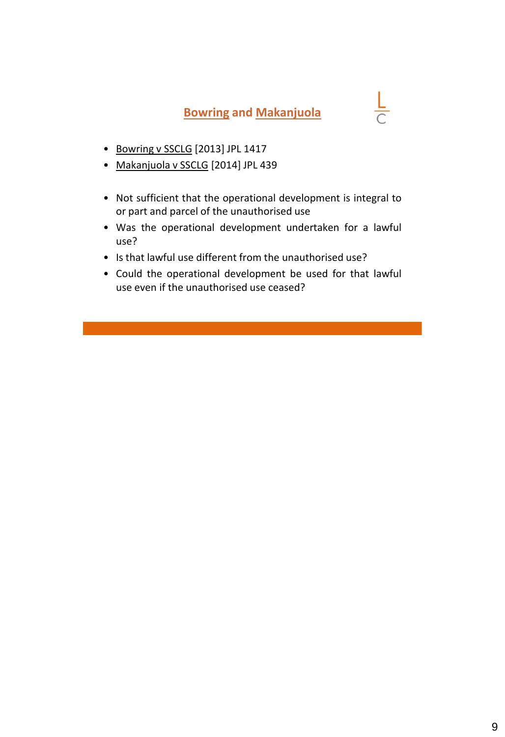## Bowring and Makanjuola

- Bowring v SSCLG [2013] JPL 1417
- Makanjuola v SSCLG [2014] JPL 439

- Not sufficient that the operational development is integral to or part and parcel of the unauthorised use
- Was the operational development undertaken for a lawful use?
- Is that lawful use different from the unauthorised use?
- Could the operational development be used for that lawful use even if the unauthorised use ceased?